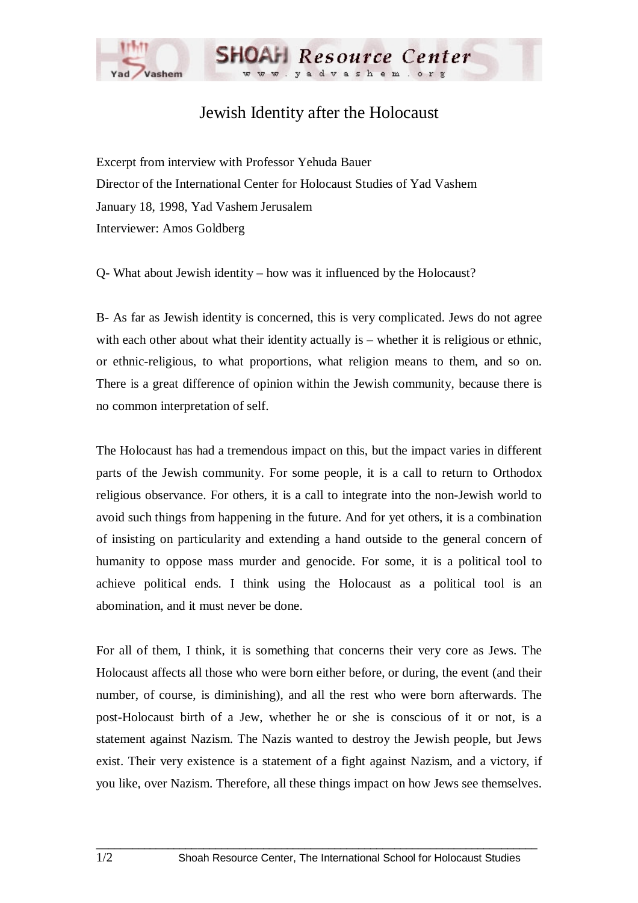# Jewish Identity after the Holocaust

Excerpt from interview with Professor Yehuda Bauer
Director of the International Center for Holocaust Studies of Yad Vashem
January 18, 1998, Yad Vashem Jerusalem
Interviewer: Amos Goldberg

Q- What about Jewish identity – how was it influenced by the Holocaust?

B- As far as Jewish identity is concerned, this is very complicated. Jews do not agree with each other about what their identity actually is – whether it is religious or ethnic, or ethnic-religious, to what proportions, what religion means to them, and so on. There is a great difference of opinion within the Jewish community, because there is no common interpretation of self.

The Holocaust has had a tremendous impact on this, but the impact varies in different parts of the Jewish community. For some people, it is a call to return to Orthodox religious observance. For others, it is a call to integrate into the non-Jewish world to avoid such things from happening in the future. And for yet others, it is a combination of insisting on particularity and extending a hand outside to the general concern of humanity to oppose mass murder and genocide. For some, it is a political tool to achieve political ends. I think using the Holocaust as a political tool is an abomination, and it must never be done.

For all of them, I think, it is something that concerns their very core as Jews. The Holocaust affects all those who were born either before, or during, the event (and their number, of course, is diminishing), and all the rest who were born afterwards. The post-Holocaust birth of a Jew, whether he or she is conscious of it or not, is a statement against Nazism. The Nazis wanted to destroy the Jewish people, but Jews exist. Their very existence is a statement of a fight against Nazism, and a victory, if you like, over Nazism. Therefore, all these things impact on how Jews see themselves.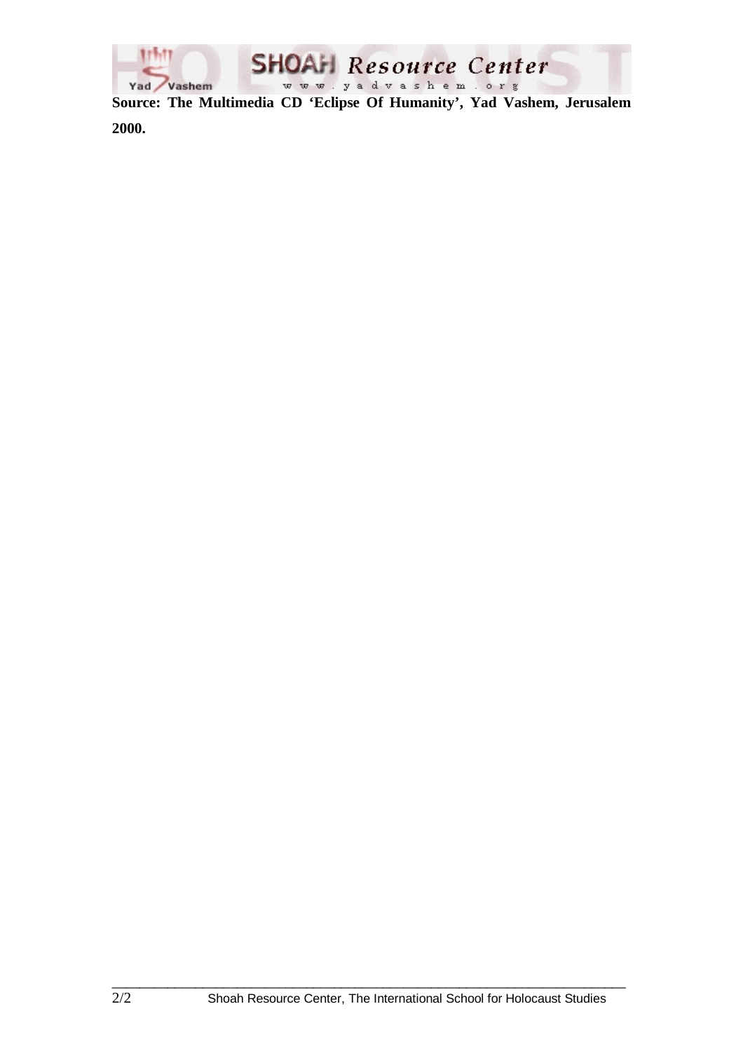**Source: The Multimedia CD 'Eclipse Of Humanity', Yad Vashem, Jerusalem 2000.**